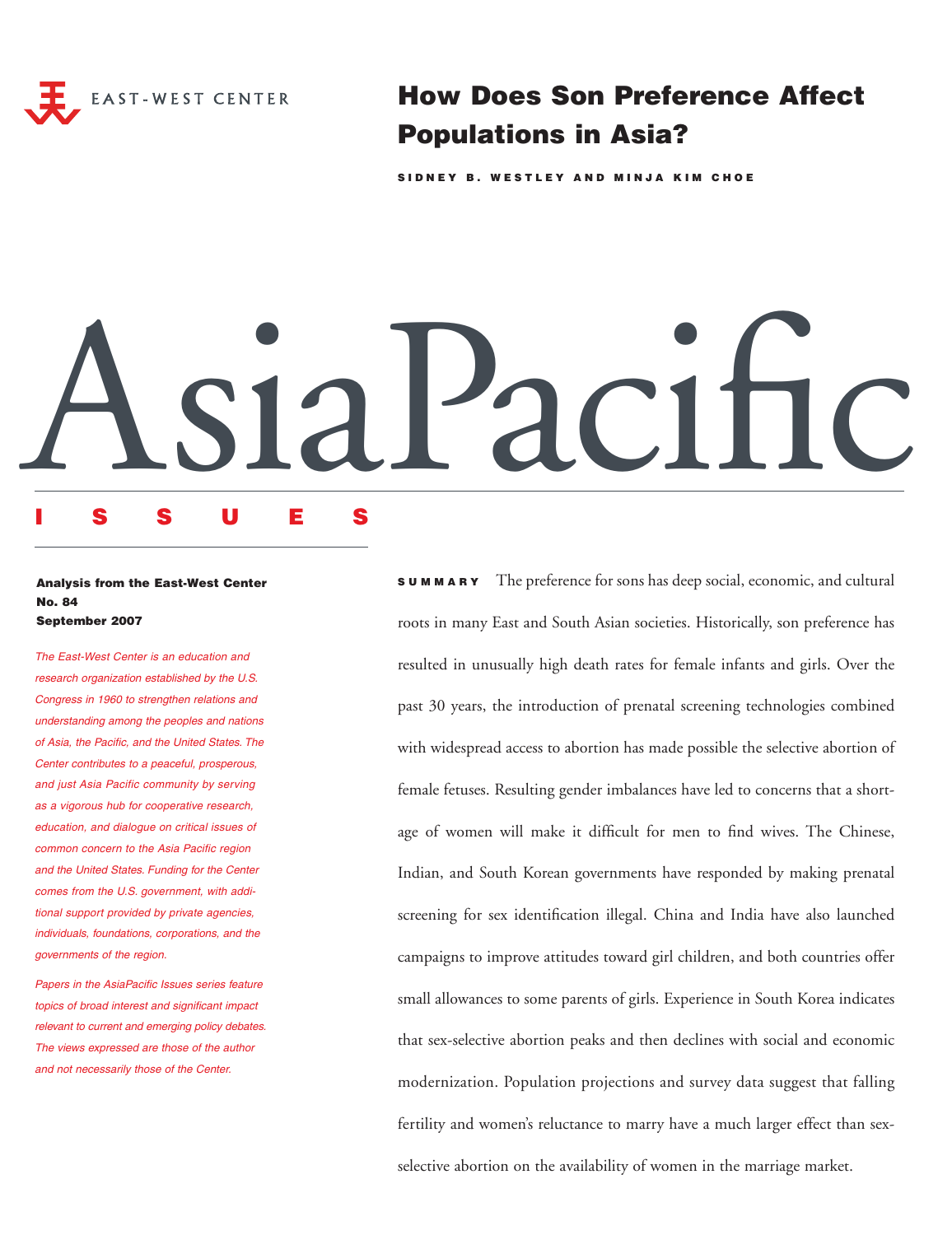EAST-WEST CENTER

# How Does Son Preference Affect Populations in Asia?

**SIDNEY B. WESTLEY AND MINJA KIM CHOE**

# AsiaPacific ISSUES

**Analysis from the East-West Center**
**No. 84**
**September 2007**

*The East-West Center is an education and research organization established by the U.S. Congress in 1960 to strengthen relations and understanding among the peoples and nations of Asia, the Pacific, and the United States. The Center contributes to a peaceful, prosperous, and just Asia Pacific community by serving as a vigorous hub for cooperative research, education, and dialogue on critical issues of common concern to the Asia Pacific region and the United States. Funding for the Center comes from the U.S. government, with additional support provided by private agencies, individuals, foundations, corporations, and the governments of the region.*

*Papers in the AsiaPacific Issues series feature topics of broad interest and significant impact relevant to current and emerging policy debates. The views expressed are those of the author and not necessarily those of the Center.*

**SUMMARY** The preference for sons has deep social, economic, and cultural roots in many East and South Asian societies. Historically, son preference has resulted in unusually high death rates for female infants and girls. Over the past 30 years, the introduction of prenatal screening technologies combined with widespread access to abortion has made possible the selective abortion of female fetuses. Resulting gender imbalances have led to concerns that a shortage of women will make it difficult for men to find wives. The Chinese, Indian, and South Korean governments have responded by making prenatal screening for sex identification illegal. China and India have also launched campaigns to improve attitudes toward girl children, and both countries offer small allowances to some parents of girls. Experience in South Korea indicates that sex-selective abortion peaks and then declines with social and economic modernization. Population projections and survey data suggest that falling fertility and women's reluctance to marry have a much larger effect than sex-selective abortion on the availability of women in the marriage market.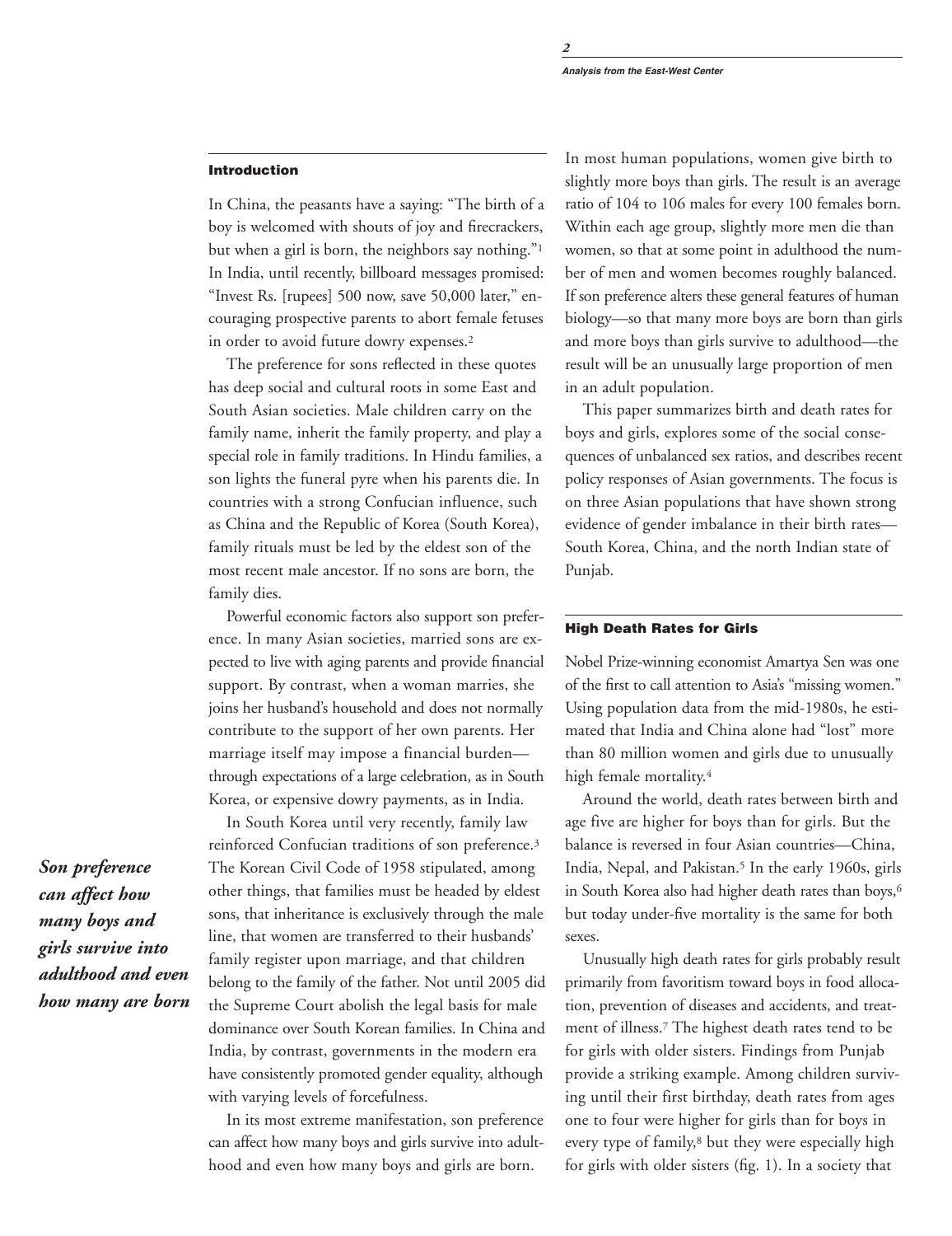## Introduction

In China, the peasants have a saying: "The birth of a boy is welcomed with shouts of joy and firecrackers, but when a girl is born, the neighbors say nothing."[1] In India, until recently, billboard messages promised: "Invest Rs. [rupees] 500 now, save 50,000 later," encouraging prospective parents to abort female fetuses in order to avoid future dowry expenses.[2]

The preference for sons reflected in these quotes has deep social and cultural roots in some East and South Asian societies. Male children carry on the family name, inherit the family property, and play a special role in family traditions. In Hindu families, a son lights the funeral pyre when his parents die. In countries with a strong Confucian influence, such as China and the Republic of Korea (South Korea), family rituals must be led by the eldest son of the most recent male ancestor. If no sons are born, the family dies.

Powerful economic factors also support son preference. In many Asian societies, married sons are expected to live with aging parents and provide financial support. By contrast, when a woman marries, she joins her husband's household and does not normally contribute to the support of her own parents. Her marriage itself may impose a financial burden—through expectations of a large celebration, as in South Korea, or expensive dowry payments, as in India.

In South Korea until very recently, family law reinforced Confucian traditions of son preference.[3] The Korean Civil Code of 1958 stipulated, among other things, that families must be headed by eldest sons, that inheritance is exclusively through the male line, that women are transferred to their husbands' family register upon marriage, and that children belong to the family of the father. Not until 2005 did the Supreme Court abolish the legal basis for male dominance over South Korean families. In China and India, by contrast, governments in the modern era have consistently promoted gender equality, although with varying levels of forcefulness.

*Son preference can affect how many boys and girls survive into adulthood and even how many are born*

In its most extreme manifestation, son preference can affect how many boys and girls survive into adulthood and even how many boys and girls are born.

In most human populations, women give birth to slightly more boys than girls. The result is an average ratio of 104 to 106 males for every 100 females born. Within each age group, slightly more men die than women, so that at some point in adulthood the number of men and women becomes roughly balanced. If son preference alters these general features of human biology—so that many more boys are born than girls and more boys than girls survive to adulthood—the result will be an unusually large proportion of men in an adult population.

This paper summarizes birth and death rates for boys and girls, explores some of the social consequences of unbalanced sex ratios, and describes recent policy responses of Asian governments. The focus is on three Asian populations that have shown strong evidence of gender imbalance in their birth rates—South Korea, China, and the north Indian state of Punjab.

## High Death Rates for Girls

Nobel Prize-winning economist Amartya Sen was one of the first to call attention to Asia's "missing women." Using population data from the mid-1980s, he estimated that India and China alone had "lost" more than 80 million women and girls due to unusually high female mortality.[4]

Around the world, death rates between birth and age five are higher for boys than for girls. But the balance is reversed in four Asian countries—China, India, Nepal, and Pakistan.[5] In the early 1960s, girls in South Korea also had higher death rates than boys,[6] but today under-five mortality is the same for both sexes.

Unusually high death rates for girls probably result primarily from favoritism toward boys in food allocation, prevention of diseases and accidents, and treatment of illness.[7] The highest death rates tend to be for girls with older sisters. Findings from Punjab provide a striking example. Among children surviving until their first birthday, death rates from ages one to four were higher for girls than for boys in every type of family,[8] but they were especially high for girls with older sisters (fig. 1). In a society that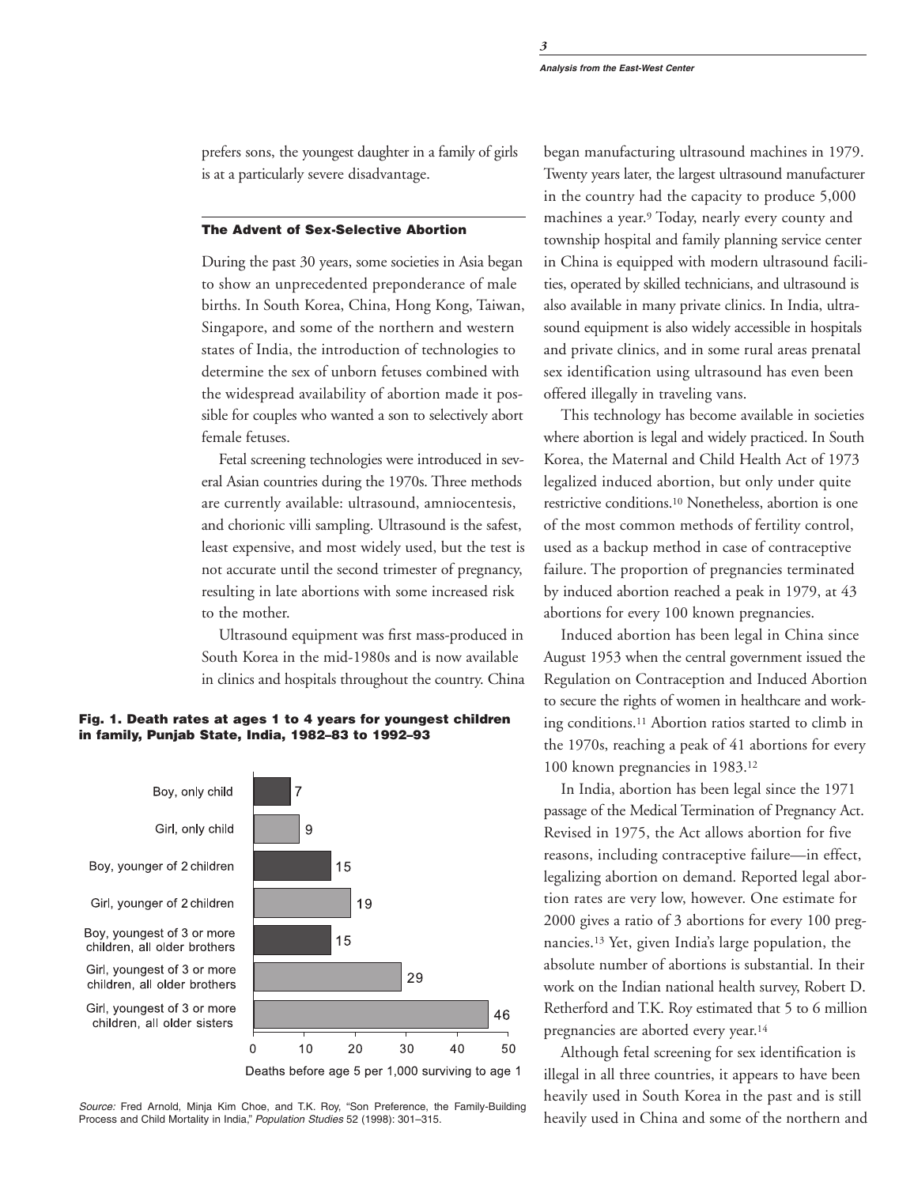prefers sons, the youngest daughter in a family of girls is at a particularly severe disadvantage.

### The Advent of Sex-Selective Abortion

During the past 30 years, some societies in Asia began to show an unprecedented preponderance of male births. In South Korea, China, Hong Kong, Taiwan, Singapore, and some of the northern and western states of India, the introduction of technologies to determine the sex of unborn fetuses combined with the widespread availability of abortion made it possible for couples who wanted a son to selectively abort female fetuses.

Fetal screening technologies were introduced in several Asian countries during the 1970s. Three methods are currently available: ultrasound, amniocentesis, and chorionic villi sampling. Ultrasound is the safest, least expensive, and most widely used, but the test is not accurate until the second trimester of pregnancy, resulting in late abortions with some increased risk to the mother.

Ultrasound equipment was first mass-produced in South Korea in the mid-1980s and is now available in clinics and hospitals throughout the country. China began manufacturing ultrasound machines in 1979. Twenty years later, the largest ultrasound manufacturer in the country had the capacity to produce 5,000 machines a year.[9] Today, nearly every county and township hospital and family planning service center in China is equipped with modern ultrasound facilities, operated by skilled technicians, and ultrasound is also available in many private clinics. In India, ultrasound equipment is also widely accessible in hospitals and private clinics, and in some rural areas prenatal sex identification using ultrasound has even been offered illegally in traveling vans.

This technology has become available in societies where abortion is legal and widely practiced. In South Korea, the Maternal and Child Health Act of 1973 legalized induced abortion, but only under quite restrictive conditions.[10] Nonetheless, abortion is one of the most common methods of fertility control, used as a backup method in case of contraceptive failure. The proportion of pregnancies terminated by induced abortion reached a peak in 1979, at 43 abortions for every 100 known pregnancies.

Induced abortion has been legal in China since August 1953 when the central government issued the Regulation on Contraception and Induced Abortion to secure the rights of women in healthcare and working conditions.[11] Abortion ratios started to climb in the 1970s, reaching a peak of 41 abortions for every 100 known pregnancies in 1983.[12]

In India, abortion has been legal since the 1971 passage of the Medical Termination of Pregnancy Act. Revised in 1975, the Act allows abortion for five reasons, including contraceptive failure—in effect, legalizing abortion on demand. Reported legal abortion rates are very low, however. One estimate for 2000 gives a ratio of 3 abortions for every 100 pregnancies.[13] Yet, given India's large population, the absolute number of abortions is substantial. In their work on the Indian national health survey, Robert D. Retherford and T.K. Roy estimated that 5 to 6 million pregnancies are aborted every year.[14]

Although fetal screening for sex identification is illegal in all three countries, it appears to have been heavily used in South Korea in the past and is still heavily used in China and some of the northern and

**Fig. 1. Death rates at ages 1 to 4 years for youngest children in family, Punjab State, India, 1982–83 to 1992–93**

| Category | Deaths before age 5 per 1,000 surviving to age 1 |
|---|---|
| Boy, only child | 7 |
| Girl, only child | 9 |
| Boy, younger of 2 children | 15 |
| Girl, younger of 2 children | 19 |
| Boy, youngest of 3 or more children, all older brothers | 15 |
| Girl, youngest of 3 or more children, all older brothers | 29 |
| Girl, youngest of 3 or more children, all older sisters | 46 |

*Source:* Fred Arnold, Minja Kim Choe, and T.K. Roy, "Son Preference, the Family-Building Process and Child Mortality in India," *Population Studies* 52 (1998): 301–315.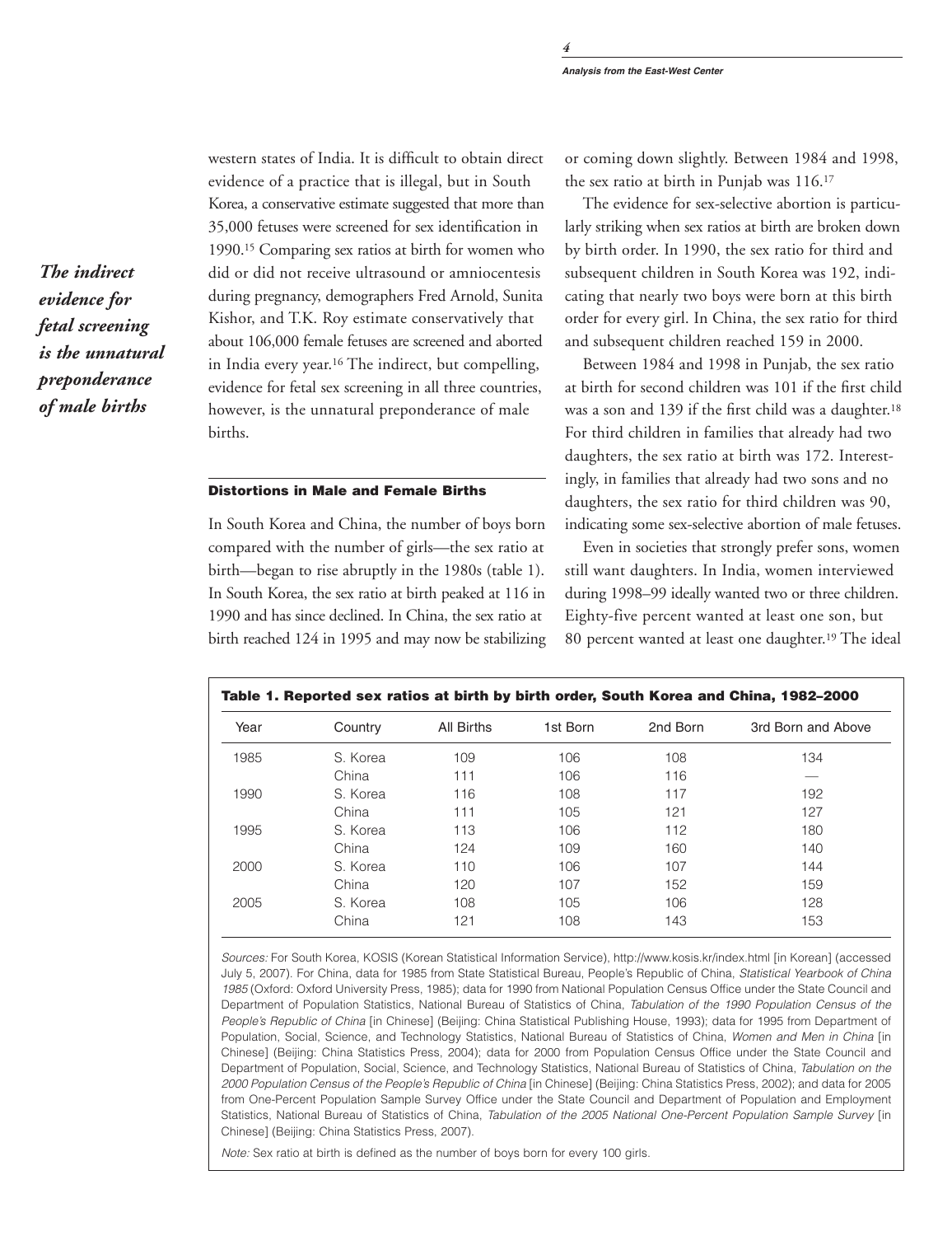western states of India. It is difficult to obtain direct evidence of a practice that is illegal, but in South Korea, a conservative estimate suggested that more than 35,000 fetuses were screened for sex identification in 1990.[15] Comparing sex ratios at birth for women who did or did not receive ultrasound or amniocentesis during pregnancy, demographers Fred Arnold, Sunita Kishor, and T.K. Roy estimate conservatively that about 106,000 female fetuses are screened and aborted in India every year.[16] The indirect, but compelling, evidence for fetal sex screening in all three countries, however, is the unnatural preponderance of male births.

*The indirect evidence for fetal screening is the unnatural preponderance of male births*

### Distortions in Male and Female Births

In South Korea and China, the number of boys born compared with the number of girls—the sex ratio at birth—began to rise abruptly in the 1980s (table 1). In South Korea, the sex ratio at birth peaked at 116 in 1990 and has since declined. In China, the sex ratio at birth reached 124 in 1995 and may now be stabilizing or coming down slightly. Between 1984 and 1998, the sex ratio at birth in Punjab was 116.[17]

The evidence for sex-selective abortion is particularly striking when sex ratios at birth are broken down by birth order. In 1990, the sex ratio for third and subsequent children in South Korea was 192, indicating that nearly two boys were born at this birth order for every girl. In China, the sex ratio for third and subsequent children reached 159 in 2000.

Between 1984 and 1998 in Punjab, the sex ratio at birth for second children was 101 if the first child was a son and 139 if the first child was a daughter.[18] For third children in families that already had two daughters, the sex ratio at birth was 172. Interestingly, in families that already had two sons and no daughters, the sex ratio for third children was 90, indicating some sex-selective abortion of male fetuses.

Even in societies that strongly prefer sons, women still want daughters. In India, women interviewed during 1998–99 ideally wanted two or three children. Eighty-five percent wanted at least one son, but 80 percent wanted at least one daughter.[19] The ideal

**Table 1. Reported sex ratios at birth by birth order, South Korea and China, 1982–2000**

| Year | Country | All Births | 1st Born | 2nd Born | 3rd Born and Above |
|---|---|---|---|---|---|
| 1985 | S. Korea | 109 | 106 | 108 | 134 |
| | China | 111 | 106 | 116 | — |
| 1990 | S. Korea | 116 | 108 | 117 | 192 |
| | China | 111 | 105 | 121 | 127 |
| 1995 | S. Korea | 113 | 106 | 112 | 180 |
| | China | 124 | 109 | 160 | 140 |
| 2000 | S. Korea | 110 | 106 | 107 | 144 |
| | China | 120 | 107 | 152 | 159 |
| 2005 | S. Korea | 108 | 105 | 106 | 128 |
| | China | 121 | 108 | 143 | 153 |

*Sources:* For South Korea, KOSIS (Korean Statistical Information Service), http://www.kosis.kr/index.html [in Korean] (accessed July 5, 2007). For China, data for 1985 from State Statistical Bureau, People's Republic of China, *Statistical Yearbook of China 1985* (Oxford: Oxford University Press, 1985); data for 1990 from National Population Census Office under the State Council and Department of Population Statistics, National Bureau of Statistics of China, *Tabulation of the 1990 Population Census of the People's Republic of China* [in Chinese] (Beijing: China Statistical Publishing House, 1993); data for 1995 from Department of Population, Social, Science, and Technology Statistics, National Bureau of Statistics of China, *Women and Men in China* [in Chinese] (Beijing: China Statistics Press, 2004); data for 2000 from Population Census Office under the State Council and Department of Population, Social, Science, and Technology Statistics, National Bureau of Statistics of China, *Tabulation on the 2000 Population Census of the People's Republic of China* [in Chinese] (Beijing: China Statistics Press, 2002); and data for 2005 from One-Percent Population Sample Survey Office under the State Council and Department of Population and Employment Statistics, National Bureau of Statistics of China, *Tabulation of the 2005 National One-Percent Population Sample Survey* [in Chinese] (Beijing: China Statistics Press, 2007).

*Note:* Sex ratio at birth is defined as the number of boys born for every 100 girls.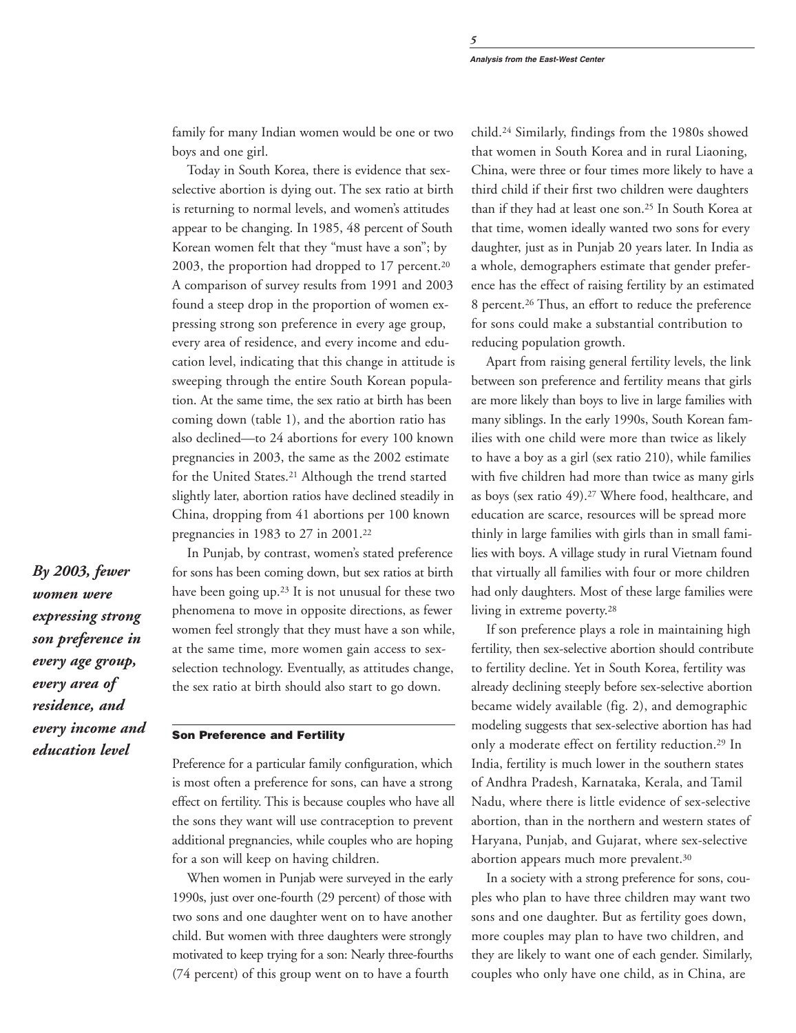family for many Indian women would be one or two boys and one girl.

Today in South Korea, there is evidence that sex-selective abortion is dying out. The sex ratio at birth is returning to normal levels, and women's attitudes appear to be changing. In 1985, 48 percent of South Korean women felt that they "must have a son"; by 2003, the proportion had dropped to 17 percent.[20] A comparison of survey results from 1991 and 2003 found a steep drop in the proportion of women expressing strong son preference in every age group, every area of residence, and every income and education level, indicating that this change in attitude is sweeping through the entire South Korean population. At the same time, the sex ratio at birth has been coming down (table 1), and the abortion ratio has also declined—to 24 abortions for every 100 known pregnancies in 2003, the same as the 2002 estimate for the United States.[21] Although the trend started slightly later, abortion ratios have declined steadily in China, dropping from 41 abortions per 100 known pregnancies in 1983 to 27 in 2001.[22]

In Punjab, by contrast, women's stated preference for sons has been coming down, but sex ratios at birth have been going up.[23] It is not unusual for these two phenomena to move in opposite directions, as fewer women feel strongly that they must have a son while, at the same time, more women gain access to sex-selection technology. Eventually, as attitudes change, the sex ratio at birth should also start to go down.

***By 2003, fewer women were expressing strong son preference in every age group, every area of residence, and every income and education level***

## Son Preference and Fertility

Preference for a particular family configuration, which is most often a preference for sons, can have a strong effect on fertility. This is because couples who have all the sons they want will use contraception to prevent additional pregnancies, while couples who are hoping for a son will keep on having children.

When women in Punjab were surveyed in the early 1990s, just over one-fourth (29 percent) of those with two sons and one daughter went on to have another child. But women with three daughters were strongly motivated to keep trying for a son: Nearly three-fourths (74 percent) of this group went on to have a fourth child.[24] Similarly, findings from the 1980s showed that women in South Korea and in rural Liaoning, China, were three or four times more likely to have a third child if their first two children were daughters than if they had at least one son.[25] In South Korea at that time, women ideally wanted two sons for every daughter, just as in Punjab 20 years later. In India as a whole, demographers estimate that gender preference has the effect of raising fertility by an estimated 8 percent.[26] Thus, an effort to reduce the preference for sons could make a substantial contribution to reducing population growth.

Apart from raising general fertility levels, the link between son preference and fertility means that girls are more likely than boys to live in large families with many siblings. In the early 1990s, South Korean families with one child were more than twice as likely to have a boy as a girl (sex ratio 210), while families with five children had more than twice as many girls as boys (sex ratio 49).[27] Where food, healthcare, and education are scarce, resources will be spread more thinly in large families with girls than in small families with boys. A village study in rural Vietnam found that virtually all families with four or more children had only daughters. Most of these large families were living in extreme poverty.[28]

If son preference plays a role in maintaining high fertility, then sex-selective abortion should contribute to fertility decline. Yet in South Korea, fertility was already declining steeply before sex-selective abortion became widely available (fig. 2), and demographic modeling suggests that sex-selective abortion has had only a moderate effect on fertility reduction.[29] In India, fertility is much lower in the southern states of Andhra Pradesh, Karnataka, Kerala, and Tamil Nadu, where there is little evidence of sex-selective abortion, than in the northern and western states of Haryana, Punjab, and Gujarat, where sex-selective abortion appears much more prevalent.[30]

In a society with a strong preference for sons, couples who plan to have three children may want two sons and one daughter. But as fertility goes down, more couples may plan to have two children, and they are likely to want one of each gender. Similarly, couples who only have one child, as in China, are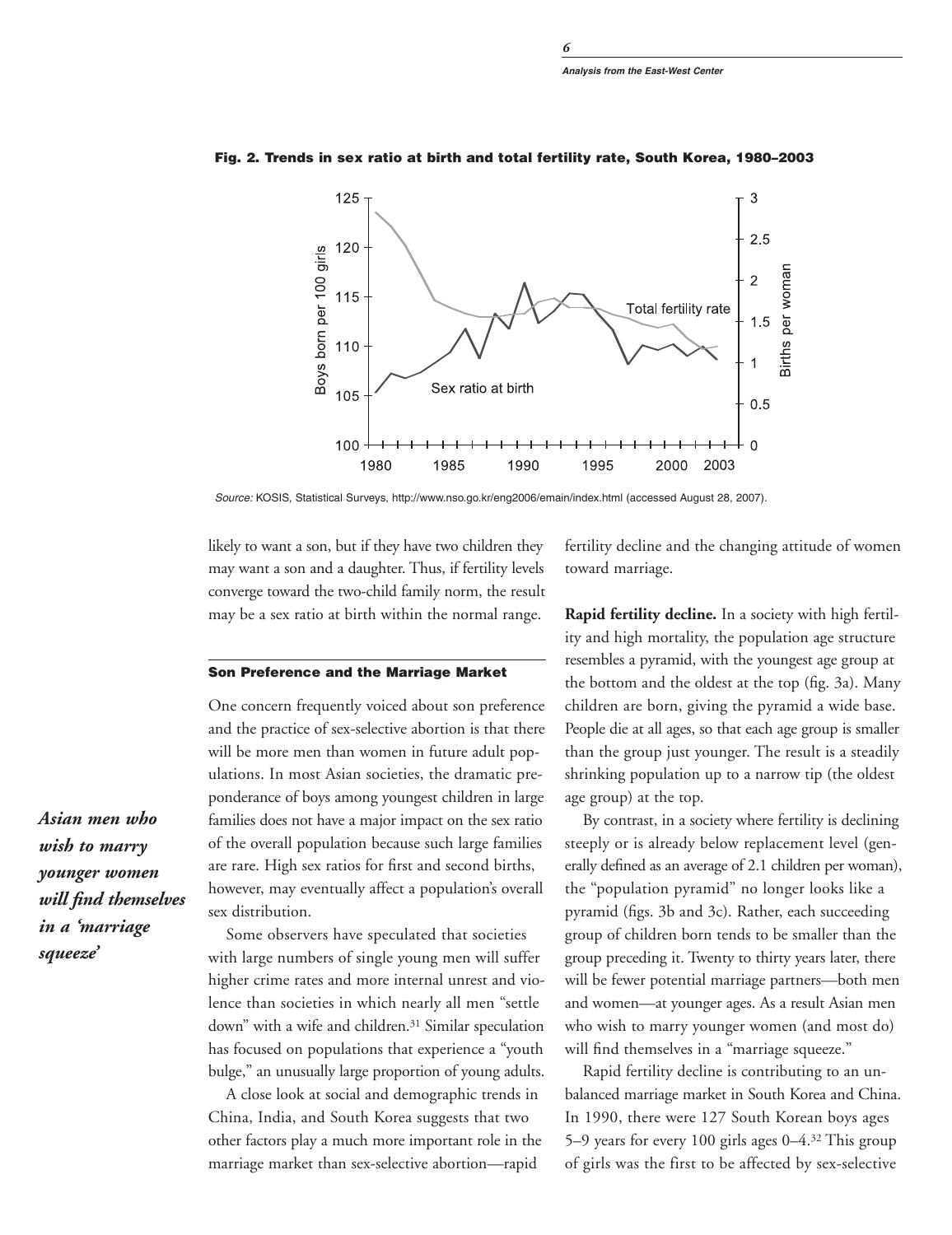**Fig. 2. Trends in sex ratio at birth and total fertility rate, South Korea, 1980–2003**

*Source:* KOSIS, Statistical Surveys, http://www.nso.go.kr/eng2006/emain/index.html (accessed August 28, 2007).

likely to want a son, but if they have two children they may want a son and a daughter. Thus, if fertility levels converge toward the two-child family norm, the result may be a sex ratio at birth within the normal range.

## Son Preference and the Marriage Market

One concern frequently voiced about son preference and the practice of sex-selective abortion is that there will be more men than women in future adult populations. In most Asian societies, the dramatic preponderance of boys among youngest children in large families does not have a major impact on the sex ratio of the overall population because such large families are rare. High sex ratios for first and second births, however, may eventually affect a population's overall sex distribution.

*Asian men who wish to marry younger women will find themselves in a 'marriage squeeze'*

Some observers have speculated that societies with large numbers of single young men will suffer higher crime rates and more internal unrest and violence than societies in which nearly all men "settle down" with a wife and children.[31] Similar speculation has focused on populations that experience a "youth bulge," an unusually large proportion of young adults.

A close look at social and demographic trends in China, India, and South Korea suggests that two other factors play a much more important role in the marriage market than sex-selective abortion—rapid fertility decline and the changing attitude of women toward marriage.

**Rapid fertility decline.** In a society with high fertility and high mortality, the population age structure resembles a pyramid, with the youngest age group at the bottom and the oldest at the top (fig. 3a). Many children are born, giving the pyramid a wide base. People die at all ages, so that each age group is smaller than the group just younger. The result is a steadily shrinking population up to a narrow tip (the oldest age group) at the top.

By contrast, in a society where fertility is declining steeply or is already below replacement level (generally defined as an average of 2.1 children per woman), the "population pyramid" no longer looks like a pyramid (figs. 3b and 3c). Rather, each succeeding group of children born tends to be smaller than the group preceding it. Twenty to thirty years later, there will be fewer potential marriage partners—both men and women—at younger ages. As a result Asian men who wish to marry younger women (and most do) will find themselves in a "marriage squeeze."

Rapid fertility decline is contributing to an unbalanced marriage market in South Korea and China. In 1990, there were 127 South Korean boys ages 5–9 years for every 100 girls ages 0–4.[32] This group of girls was the first to be affected by sex-selective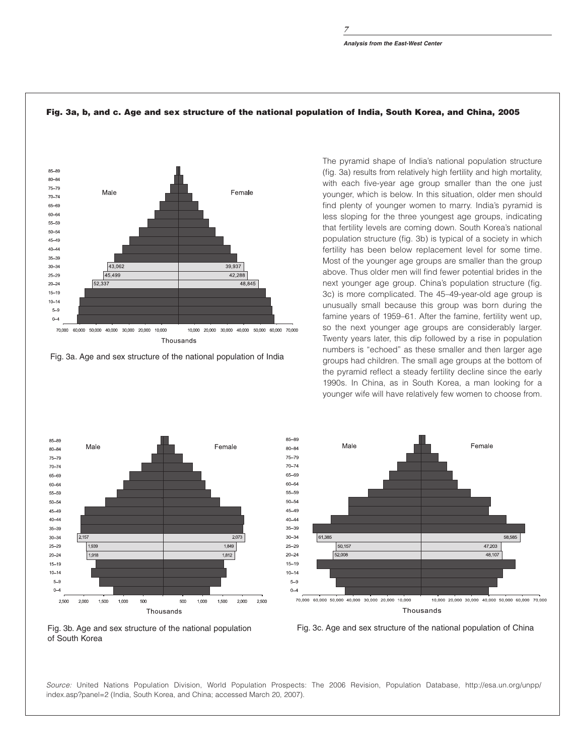**Fig. 3a, b, and c. Age and sex structure of the national population of India, South Korea, and China, 2005**

Fig. 3a. Age and sex structure of the national population of India

The pyramid shape of India's national population structure (fig. 3a) results from relatively high fertility and high mortality, with each five-year age group smaller than the one just younger, which is below. In this situation, older men should find plenty of younger women to marry. India's pyramid is less sloping for the three youngest age groups, indicating that fertility levels are coming down. South Korea's national population structure (fig. 3b) is typical of a society in which fertility has been below replacement level for some time. Most of the younger age groups are smaller than the group above. Thus older men will find fewer potential brides in the next younger age group. China's population structure (fig. 3c) is more complicated. The 45–49-year-old age group is unusually small because this group was born during the famine years of 1959–61. After the famine, fertility went up, so the next younger age groups are considerably larger. Twenty years later, this dip followed by a rise in population numbers is "echoed" as these smaller and then larger age groups had children. The small age groups at the bottom of the pyramid reflect a steady fertility decline since the early 1990s. In China, as in South Korea, a man looking for a younger wife will have relatively few women to choose from.

Fig. 3b. Age and sex structure of the national population of South Korea

Fig. 3c. Age and sex structure of the national population of China

*Source:* United Nations Population Division, World Population Prospects: The 2006 Revision, Population Database, http://esa.un.org/unpp/index.asp?panel=2 (India, South Korea, and China; accessed March 20, 2007).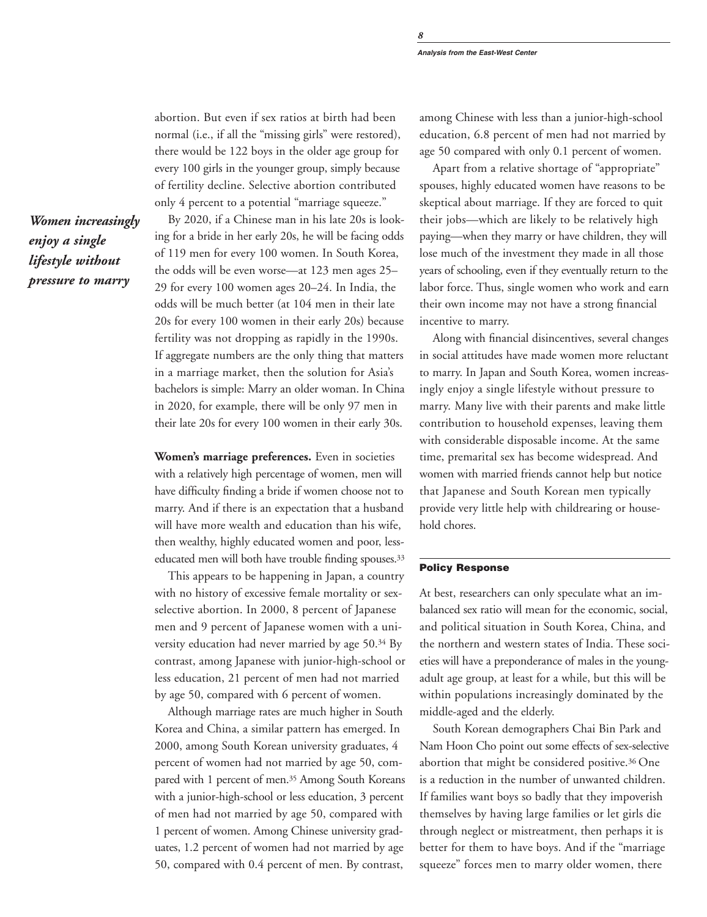abortion. But even if sex ratios at birth had been normal (i.e., if all the "missing girls" were restored), there would be 122 boys in the older age group for every 100 girls in the younger group, simply because of fertility decline. Selective abortion contributed only 4 percent to a potential "marriage squeeze."

*Women increasingly enjoy a single lifestyle without pressure to marry*

By 2020, if a Chinese man in his late 20s is looking for a bride in her early 20s, he will be facing odds of 119 men for every 100 women. In South Korea, the odds will be even worse—at 123 men ages 25–29 for every 100 women ages 20–24. In India, the odds will be much better (at 104 men in their late 20s for every 100 women in their early 20s) because fertility was not dropping as rapidly in the 1990s. If aggregate numbers are the only thing that matters in a marriage market, then the solution for Asia's bachelors is simple: Marry an older woman. In China in 2020, for example, there will be only 97 men in their late 20s for every 100 women in their early 30s.

**Women's marriage preferences.** Even in societies with a relatively high percentage of women, men will have difficulty finding a bride if women choose not to marry. And if there is an expectation that a husband will have more wealth and education than his wife, then wealthy, highly educated women and poor, less-educated men will both have trouble finding spouses.[33]

This appears to be happening in Japan, a country with no history of excessive female mortality or sex-selective abortion. In 2000, 8 percent of Japanese men and 9 percent of Japanese women with a university education had never married by age 50.[34] By contrast, among Japanese with junior-high-school or less education, 21 percent of men had not married by age 50, compared with 6 percent of women.

Although marriage rates are much higher in South Korea and China, a similar pattern has emerged. In 2000, among South Korean university graduates, 4 percent of women had not married by age 50, compared with 1 percent of men.[35] Among South Koreans with a junior-high-school or less education, 3 percent of men had not married by age 50, compared with 1 percent of women. Among Chinese university graduates, 1.2 percent of women had not married by age 50, compared with 0.4 percent of men. By contrast, among Chinese with less than a junior-high-school education, 6.8 percent of men had not married by age 50 compared with only 0.1 percent of women.

Apart from a relative shortage of "appropriate" spouses, highly educated women have reasons to be skeptical about marriage. If they are forced to quit their jobs—which are likely to be relatively high paying—when they marry or have children, they will lose much of the investment they made in all those years of schooling, even if they eventually return to the labor force. Thus, single women who work and earn their own income may not have a strong financial incentive to marry.

Along with financial disincentives, several changes in social attitudes have made women more reluctant to marry. In Japan and South Korea, women increasingly enjoy a single lifestyle without pressure to marry. Many live with their parents and make little contribution to household expenses, leaving them with considerable disposable income. At the same time, premarital sex has become widespread. And women with married friends cannot help but notice that Japanese and South Korean men typically provide very little help with childrearing or household chores.

## Policy Response

At best, researchers can only speculate what an imbalanced sex ratio will mean for the economic, social, and political situation in South Korea, China, and the northern and western states of India. These societies will have a preponderance of males in the young-adult age group, at least for a while, but this will be within populations increasingly dominated by the middle-aged and the elderly.

South Korean demographers Chai Bin Park and Nam Hoon Cho point out some effects of sex-selective abortion that might be considered positive.[36] One is a reduction in the number of unwanted children. If families want boys so badly that they impoverish themselves by having large families or let girls die through neglect or mistreatment, then perhaps it is better for them to have boys. And if the "marriage squeeze" forces men to marry older women, there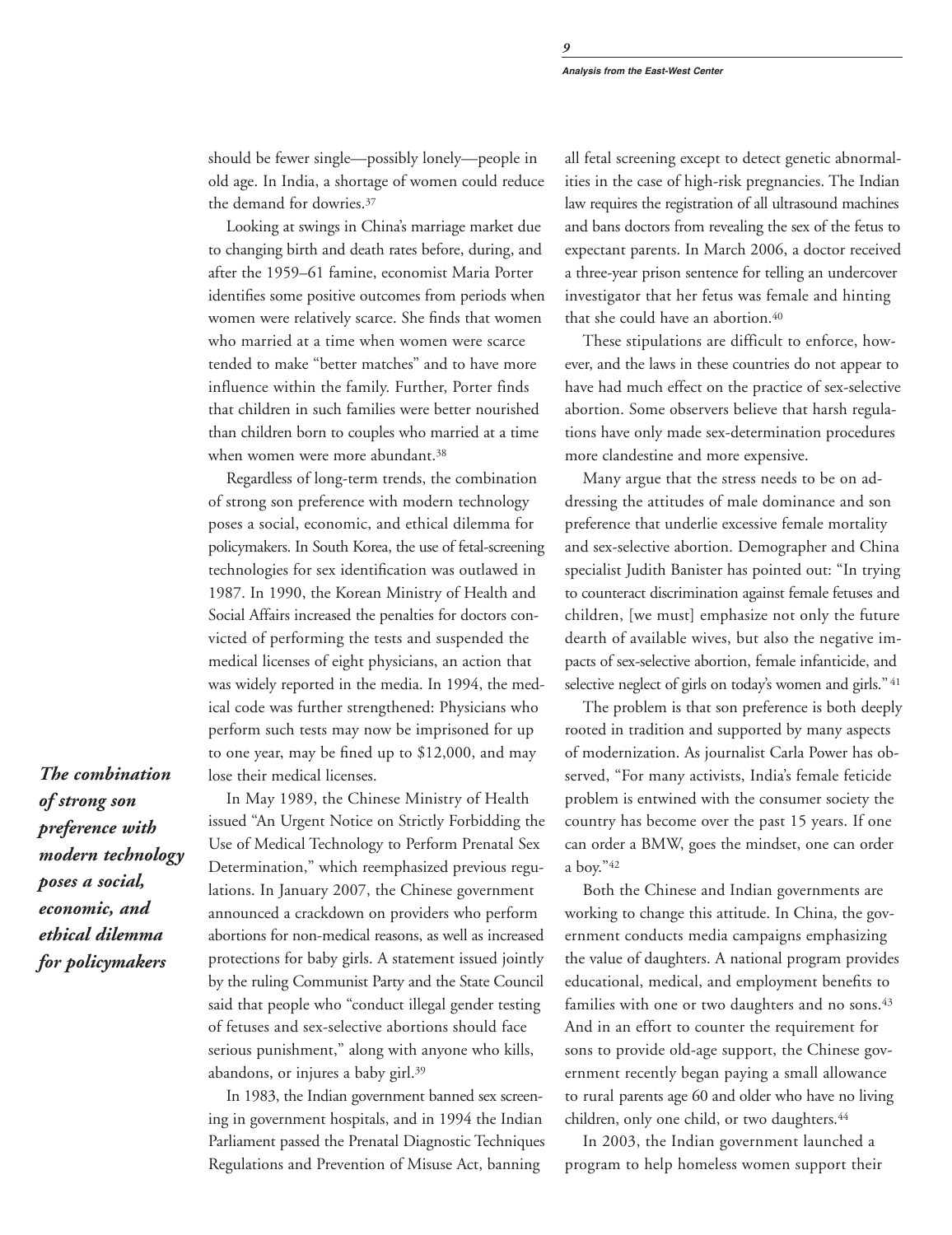should be fewer single—possibly lonely—people in old age. In India, a shortage of women could reduce the demand for dowries.[37]

Looking at swings in China's marriage market due to changing birth and death rates before, during, and after the 1959–61 famine, economist Maria Porter identifies some positive outcomes from periods when women were relatively scarce. She finds that women who married at a time when women were scarce tended to make "better matches" and to have more influence within the family. Further, Porter finds that children in such families were better nourished than children born to couples who married at a time when women were more abundant.[38]

Regardless of long-term trends, the combination of strong son preference with modern technology poses a social, economic, and ethical dilemma for policymakers. In South Korea, the use of fetal-screening technologies for sex identification was outlawed in 1987. In 1990, the Korean Ministry of Health and Social Affairs increased the penalties for doctors convicted of performing the tests and suspended the medical licenses of eight physicians, an action that was widely reported in the media. In 1994, the medical code was further strengthened: Physicians who perform such tests may now be imprisoned for up to one year, may be fined up to $12,000, and may lose their medical licenses.

***The combination of strong son preference with modern technology poses a social, economic, and ethical dilemma for policymakers***

In May 1989, the Chinese Ministry of Health issued "An Urgent Notice on Strictly Forbidding the Use of Medical Technology to Perform Prenatal Sex Determination," which reemphasized previous regulations. In January 2007, the Chinese government announced a crackdown on providers who perform abortions for non-medical reasons, as well as increased protections for baby girls. A statement issued jointly by the ruling Communist Party and the State Council said that people who "conduct illegal gender testing of fetuses and sex-selective abortions should face serious punishment," along with anyone who kills, abandons, or injures a baby girl.[39]

In 1983, the Indian government banned sex screening in government hospitals, and in 1994 the Indian Parliament passed the Prenatal Diagnostic Techniques Regulations and Prevention of Misuse Act, banning all fetal screening except to detect genetic abnormalities in the case of high-risk pregnancies. The Indian law requires the registration of all ultrasound machines and bans doctors from revealing the sex of the fetus to expectant parents. In March 2006, a doctor received a three-year prison sentence for telling an undercover investigator that her fetus was female and hinting that she could have an abortion.[40]

These stipulations are difficult to enforce, however, and the laws in these countries do not appear to have had much effect on the practice of sex-selective abortion. Some observers believe that harsh regulations have only made sex-determination procedures more clandestine and more expensive.

Many argue that the stress needs to be on addressing the attitudes of male dominance and son preference that underlie excessive female mortality and sex-selective abortion. Demographer and China specialist Judith Banister has pointed out: "In trying to counteract discrimination against female fetuses and children, [we must] emphasize not only the future dearth of available wives, but also the negative impacts of sex-selective abortion, female infanticide, and selective neglect of girls on today's women and girls."[41]

The problem is that son preference is both deeply rooted in tradition and supported by many aspects of modernization. As journalist Carla Power has observed, "For many activists, India's female feticide problem is entwined with the consumer society the country has become over the past 15 years. If one can order a BMW, goes the mindset, one can order a boy."[42]

Both the Chinese and Indian governments are working to change this attitude. In China, the government conducts media campaigns emphasizing the value of daughters. A national program provides educational, medical, and employment benefits to families with one or two daughters and no sons.[43] And in an effort to counter the requirement for sons to provide old-age support, the Chinese government recently began paying a small allowance to rural parents age 60 and older who have no living children, only one child, or two daughters.[44]

In 2003, the Indian government launched a program to help homeless women support their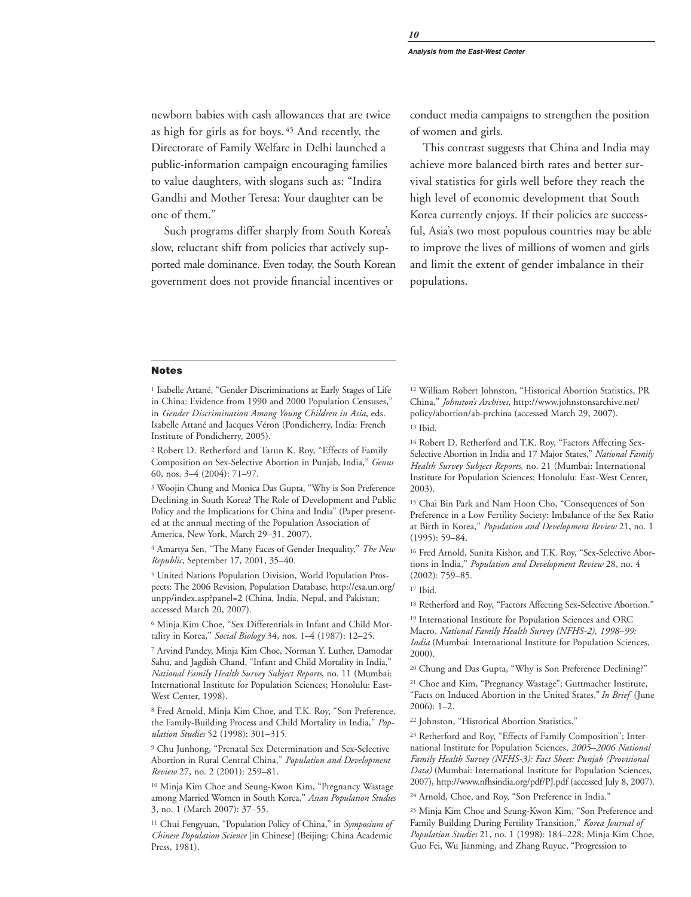newborn babies with cash allowances that are twice as high for girls as for boys.[45] And recently, the Directorate of Family Welfare in Delhi launched a public-information campaign encouraging families to value daughters, with slogans such as: "Indira Gandhi and Mother Teresa: Your daughter can be one of them."

Such programs differ sharply from South Korea's slow, reluctant shift from policies that actively supported male dominance. Even today, the South Korean government does not provide financial incentives or conduct media campaigns to strengthen the position of women and girls.

This contrast suggests that China and India may achieve more balanced birth rates and better survival statistics for girls well before they reach the high level of economic development that South Korea currently enjoys. If their policies are successful, Asia's two most populous countries may be able to improve the lives of millions of women and girls and limit the extent of gender imbalance in their populations.

## Notes

1 Isabelle Attané, "Gender Discriminations at Early Stages of Life in China: Evidence from 1990 and 2000 Population Censuses," in *Gender Discrimination Among Young Children in Asia*, eds. Isabelle Attané and Jacques Véron (Pondicherry, India: French Institute of Pondicherry, 2005).

2 Robert D. Retherford and Tarun K. Roy, "Effects of Family Composition on Sex-Selective Abortion in Punjab, India," *Genus* 60, nos. 3–4 (2004): 71–97.

3 Woojin Chung and Monica Das Gupta, "Why is Son Preference Declining in South Korea? The Role of Development and Public Policy and the Implications for China and India" (Paper presented at the annual meeting of the Population Association of America, New York, March 29–31, 2007).

4 Amartya Sen, "The Many Faces of Gender Inequality," *The New Republic*, September 17, 2001, 35–40.

5 United Nations Population Division, World Population Prospects: The 2006 Revision, Population Database, http://esa.un.org/unpp/index.asp?panel=2 (China, India, Nepal, and Pakistan; accessed March 20, 2007).

6 Minja Kim Choe, "Sex Differentials in Infant and Child Mortality in Korea," *Social Biology* 34, nos. 1–4 (1987): 12–25.

7 Arvind Pandey, Minja Kim Choe, Norman Y. Luther, Damodar Sahu, and Jagdish Chand, "Infant and Child Mortality in India," *National Family Health Survey Subject Reports*, no. 11 (Mumbai: International Institute for Population Sciences; Honolulu: East-West Center, 1998).

8 Fred Arnold, Minja Kim Choe, and T.K. Roy, "Son Preference, the Family-Building Process and Child Mortality in India," *Population Studies* 52 (1998): 301–315.

9 Chu Junhong, "Prenatal Sex Determination and Sex-Selective Abortion in Rural Central China," *Population and Development Review* 27, no. 2 (2001): 259–81.

10 Minja Kim Choe and Seung-Kwon Kim, "Pregnancy Wastage among Married Women in South Korea," *Asian Population Studies* 3, no. 1 (March 2007): 37–55.

11 Chui Fengyuan, "Population Policy of China," in *Symposium of Chinese Population Science* [in Chinese] (Beijing: China Academic Press, 1981).

12 William Robert Johnston, "Historical Abortion Statistics, PR China," *Johnston's Archives*, http://www.johnstonsarchive.net/policy/abortion/ab-prchina (accessed March 29, 2007).

13 Ibid.

14 Robert D. Retherford and T.K. Roy, "Factors Affecting Sex-Selective Abortion in India and 17 Major States," *National Family Health Survey Subject Reports*, no. 21 (Mumbai: International Institute for Population Sciences; Honolulu: East-West Center, 2003).

15 Chai Bin Park and Nam Hoon Cho, "Consequences of Son Preference in a Low Fertility Society: Imbalance of the Sex Ratio at Birth in Korea," *Population and Development Review* 21, no. 1 (1995): 59–84.

16 Fred Arnold, Sunita Kishor, and T.K. Roy, "Sex-Selective Abortions in India," *Population and Development Review* 28, no. 4 (2002): 759–85.

17 Ibid.

18 Retherford and Roy, "Factors Affecting Sex-Selective Abortion."

19 International Institute for Population Sciences and ORC Macro, *National Family Health Survey (NFHS-2), 1998–99: India* (Mumbai: International Institute for Population Sciences, 2000).

20 Chung and Das Gupta, "Why is Son Preference Declining?"

21 Choe and Kim, "Pregnancy Wastage"; Guttmacher Institute, "Facts on Induced Abortion in the United States," *In Brief* (June 2006): 1–2.

22 Johnston, "Historical Abortion Statistics."

23 Retherford and Roy, "Effects of Family Composition"; International Institute for Population Sciences, *2005–2006 National Family Health Survey (NFHS-3): Fact Sheet: Punjab (Provisional Data)* (Mumbai: International Institute for Population Sciences, 2007), http://www.nfhsindia.org/pdf/PJ.pdf (accessed July 8, 2007).

24 Arnold, Choe, and Roy, "Son Preference in India."

25 Minja Kim Choe and Seung-Kwon Kim, "Son Preference and Family Building During Fertility Transition," *Korea Journal of Population Studies* 21, no. 1 (1998): 184–228; Minja Kim Choe, Guo Fei, Wu Jianming, and Zhang Ruyue, "Progression to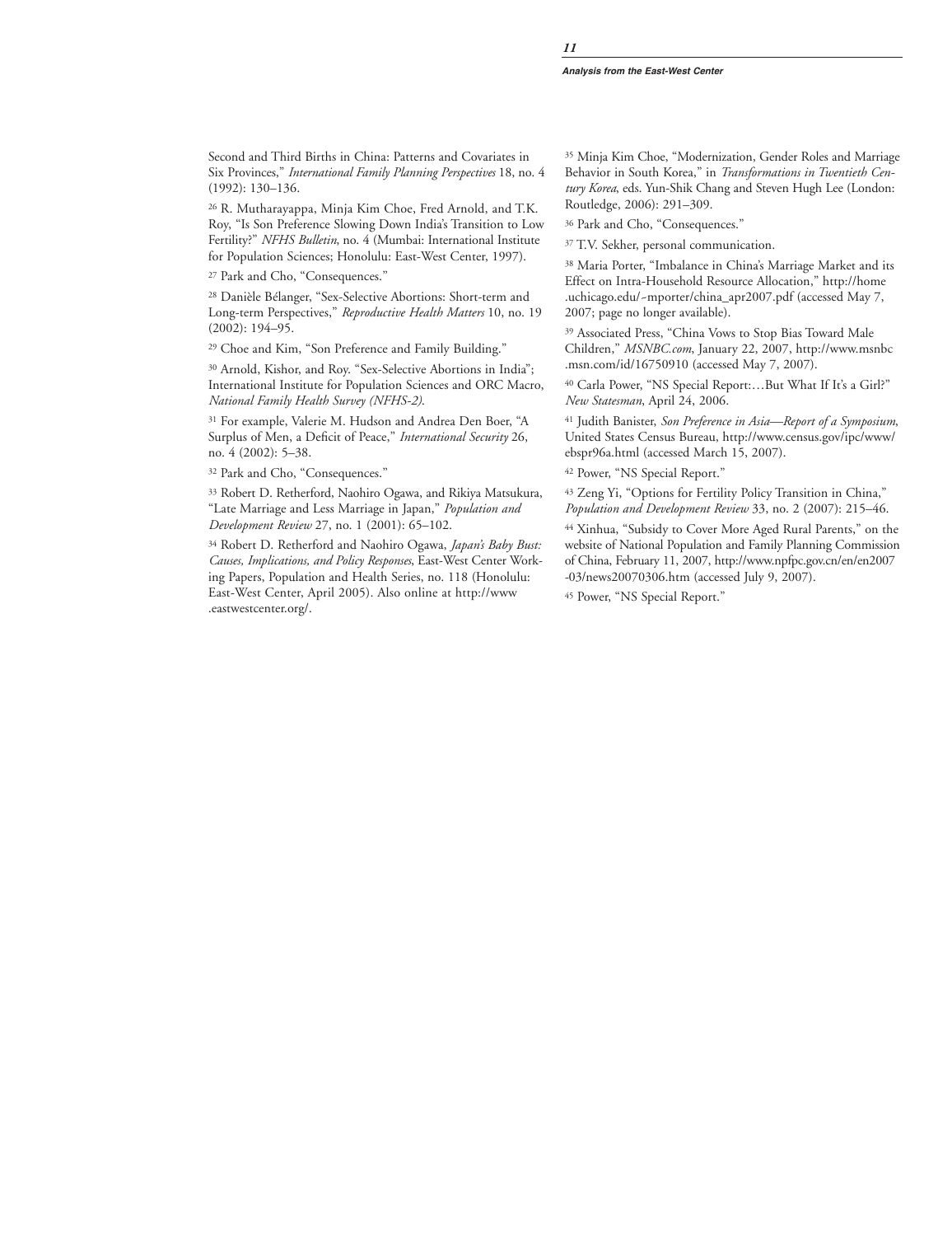Second and Third Births in China: Patterns and Covariates in Six Provinces," *International Family Planning Perspectives* 18, no. 4 (1992): 130–136.

[26] R. Mutharayappa, Minja Kim Choe, Fred Arnold, and T.K. Roy, "Is Son Preference Slowing Down India's Transition to Low Fertility?" *NFHS Bulletin*, no. 4 (Mumbai: International Institute for Population Sciences; Honolulu: East-West Center, 1997).

[27] Park and Cho, "Consequences."

[28] Danièle Bélanger, "Sex-Selective Abortions: Short-term and Long-term Perspectives," *Reproductive Health Matters* 10, no. 19 (2002): 194–95.

[29] Choe and Kim, "Son Preference and Family Building."

[30] Arnold, Kishor, and Roy. "Sex-Selective Abortions in India"; International Institute for Population Sciences and ORC Macro, *National Family Health Survey (NFHS-2)*.

[31] For example, Valerie M. Hudson and Andrea Den Boer, "A Surplus of Men, a Deficit of Peace," *International Security* 26, no. 4 (2002): 5–38.

[32] Park and Cho, "Consequences."

[33] Robert D. Retherford, Naohiro Ogawa, and Rikiya Matsukura, "Late Marriage and Less Marriage in Japan," *Population and Development Review* 27, no. 1 (2001): 65–102.

[34] Robert D. Retherford and Naohiro Ogawa, *Japan's Baby Bust: Causes, Implications, and Policy Responses*, East-West Center Working Papers, Population and Health Series, no. 118 (Honolulu: East-West Center, April 2005). Also online at http://www.eastwestcenter.org/.

[35] Minja Kim Choe, "Modernization, Gender Roles and Marriage Behavior in South Korea," in *Transformations in Twentieth Century Korea*, eds. Yun-Shik Chang and Steven Hugh Lee (London: Routledge, 2006): 291–309.

[36] Park and Cho, "Consequences."

[37] T.V. Sekher, personal communication.

[38] Maria Porter, "Imbalance in China's Marriage Market and its Effect on Intra-Household Resource Allocation," http://home.uchicago.edu/~mporter/china_apr2007.pdf (accessed May 7, 2007; page no longer available).

[39] Associated Press, "China Vows to Stop Bias Toward Male Children," *MSNBC.com*, January 22, 2007, http://www.msnbc.msn.com/id/16750910 (accessed May 7, 2007).

[40] Carla Power, "NS Special Report:…But What If It's a Girl?" *New Statesman*, April 24, 2006.

[41] Judith Banister, *Son Preference in Asia—Report of a Symposium*, United States Census Bureau, http://www.census.gov/ipc/www/ebspr96a.html (accessed March 15, 2007).

[42] Power, "NS Special Report."

[43] Zeng Yi, "Options for Fertility Policy Transition in China," *Population and Development Review* 33, no. 2 (2007): 215–46.

[44] Xinhua, "Subsidy to Cover More Aged Rural Parents," on the website of National Population and Family Planning Commission of China, February 11, 2007, http://www.npfpc.gov.cn/en/en2007-03/news20070306.htm (accessed July 9, 2007).

[45] Power, "NS Special Report."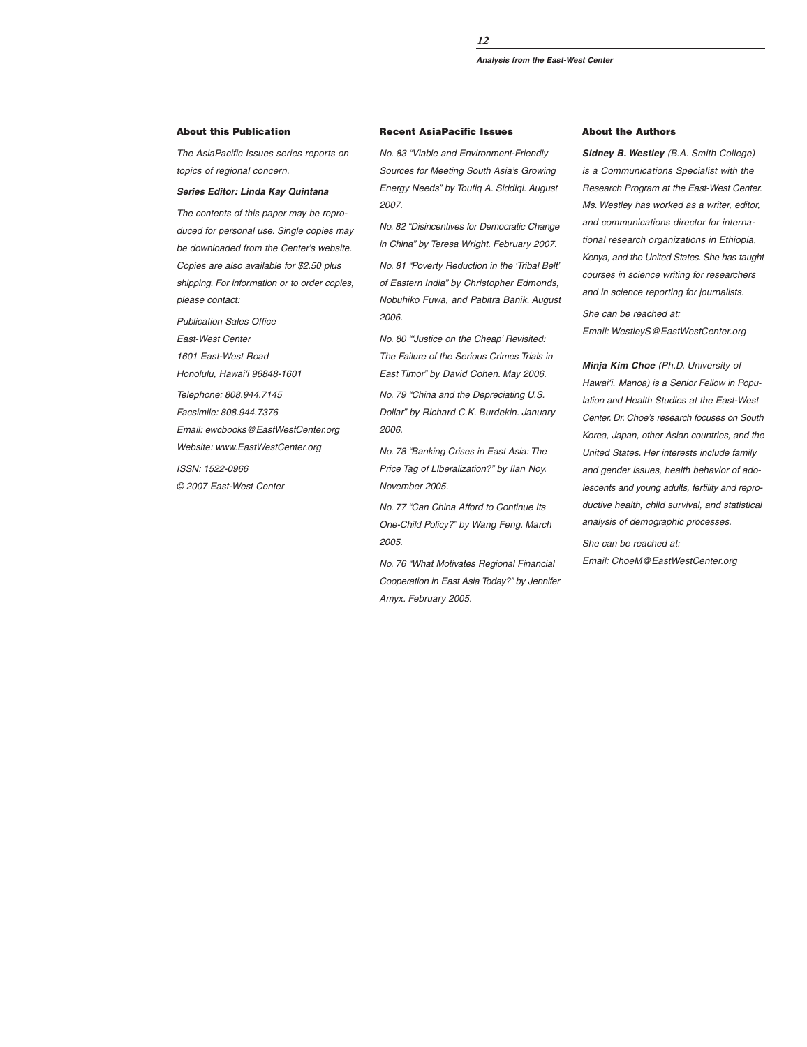### About this Publication

*The AsiaPacific Issues series reports on topics of regional concern.*

***Series Editor: Linda Kay Quintana***

*The contents of this paper may be reproduced for personal use. Single copies may be downloaded from the Center's website. Copies are also available for $2.50 plus shipping. For information or to order copies, please contact:*

*Publication Sales Office*
*East-West Center*
*1601 East-West Road*
*Honolulu, Hawai'i 96848-1601*

*Telephone: 808.944.7145*
*Facsimile: 808.944.7376*
*Email: ewcbooks@EastWestCenter.org*
*Website: www.EastWestCenter.org*

*ISSN: 1522-0966*
*© 2007 East-West Center*

### Recent AsiaPacific Issues

*No. 83 "Viable and Environment-Friendly Sources for Meeting South Asia's Growing Energy Needs" by Toufiq A. Siddiqi. August 2007.*

*No. 82 "Disincentives for Democratic Change in China" by Teresa Wright. February 2007.*

*No. 81 "Poverty Reduction in the 'Tribal Belt' of Eastern India" by Christopher Edmonds, Nobuhiko Fuwa, and Pabitra Banik. August 2006.*

*No. 80 "'Justice on the Cheap' Revisited: The Failure of the Serious Crimes Trials in East Timor" by David Cohen. May 2006.*

*No. 79 "China and the Depreciating U.S. Dollar" by Richard C.K. Burdekin. January 2006.*

*No. 78 "Banking Crises in East Asia: The Price Tag of LIberalization?" by Ilan Noy. November 2005.*

*No. 77 "Can China Afford to Continue Its One-Child Policy?" by Wang Feng. March 2005.*

*No. 76 "What Motivates Regional Financial Cooperation in East Asia Today?" by Jennifer Amyx. February 2005.*

### About the Authors

***Sidney B. Westley*** *(B.A. Smith College) is a Communications Specialist with the Research Program at the East-West Center. Ms. Westley has worked as a writer, editor, and communications director for international research organizations in Ethiopia, Kenya, and the United States. She has taught courses in science writing for researchers and in science reporting for journalists.*

*She can be reached at:*
*Email: WestleyS@EastWestCenter.org*

***Minja Kim Choe*** *(Ph.D. University of Hawai'i, Manoa) is a Senior Fellow in Population and Health Studies at the East-West Center. Dr. Choe's research focuses on South Korea, Japan, other Asian countries, and the United States. Her interests include family and gender issues, health behavior of adolescents and young adults, fertility and reproductive health, child survival, and statistical analysis of demographic processes.*

*She can be reached at:*
*Email: ChoeM@EastWestCenter.org*